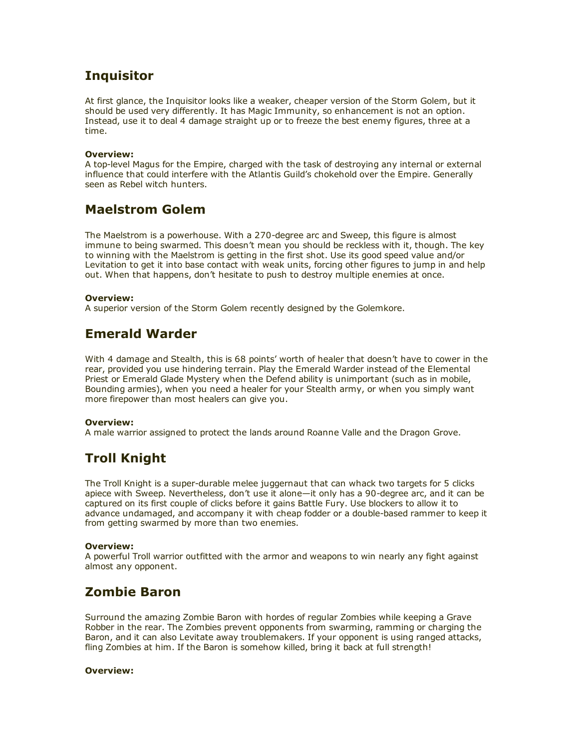## Inquisitor

At first glance, the Inquisitor looks like a weaker, cheaper version of the Storm Golem, but it should be used very differently. It has Magic Immunity, so enhancement is not an option. Instead, use it to deal 4 damage straight up or to freeze the best enemy figures, three at a time.

**Overview:**
A top-level Magus for the Empire, charged with the task of destroying any internal or external influence that could interfere with the Atlantis Guild's chokehold over the Empire. Generally seen as Rebel witch hunters.

## Maelstrom Golem

The Maelstrom is a powerhouse. With a 270-degree arc and Sweep, this figure is almost immune to being swarmed. This doesn't mean you should be reckless with it, though. The key to winning with the Maelstrom is getting in the first shot. Use its good speed value and/or Levitation to get it into base contact with weak units, forcing other figures to jump in and help out. When that happens, don't hesitate to push to destroy multiple enemies at once.

**Overview:**
A superior version of the Storm Golem recently designed by the Golemkore.

## Emerald Warder

With 4 damage and Stealth, this is 68 points' worth of healer that doesn't have to cower in the rear, provided you use hindering terrain. Play the Emerald Warder instead of the Elemental Priest or Emerald Glade Mystery when the Defend ability is unimportant (such as in mobile, Bounding armies), when you need a healer for your Stealth army, or when you simply want more firepower than most healers can give you.

**Overview:**
A male warrior assigned to protect the lands around Roanne Valle and the Dragon Grove.

## Troll Knight

The Troll Knight is a super-durable melee juggernaut that can whack two targets for 5 clicks apiece with Sweep. Nevertheless, don't use it alone—it only has a 90-degree arc, and it can be captured on its first couple of clicks before it gains Battle Fury. Use blockers to allow it to advance undamaged, and accompany it with cheap fodder or a double-based rammer to keep it from getting swarmed by more than two enemies.

**Overview:**
A powerful Troll warrior outfitted with the armor and weapons to win nearly any fight against almost any opponent.

## Zombie Baron

Surround the amazing Zombie Baron with hordes of regular Zombies while keeping a Grave Robber in the rear. The Zombies prevent opponents from swarming, ramming or charging the Baron, and it can also Levitate away troublemakers. If your opponent is using ranged attacks, fling Zombies at him. If the Baron is somehow killed, bring it back at full strength!

**Overview:**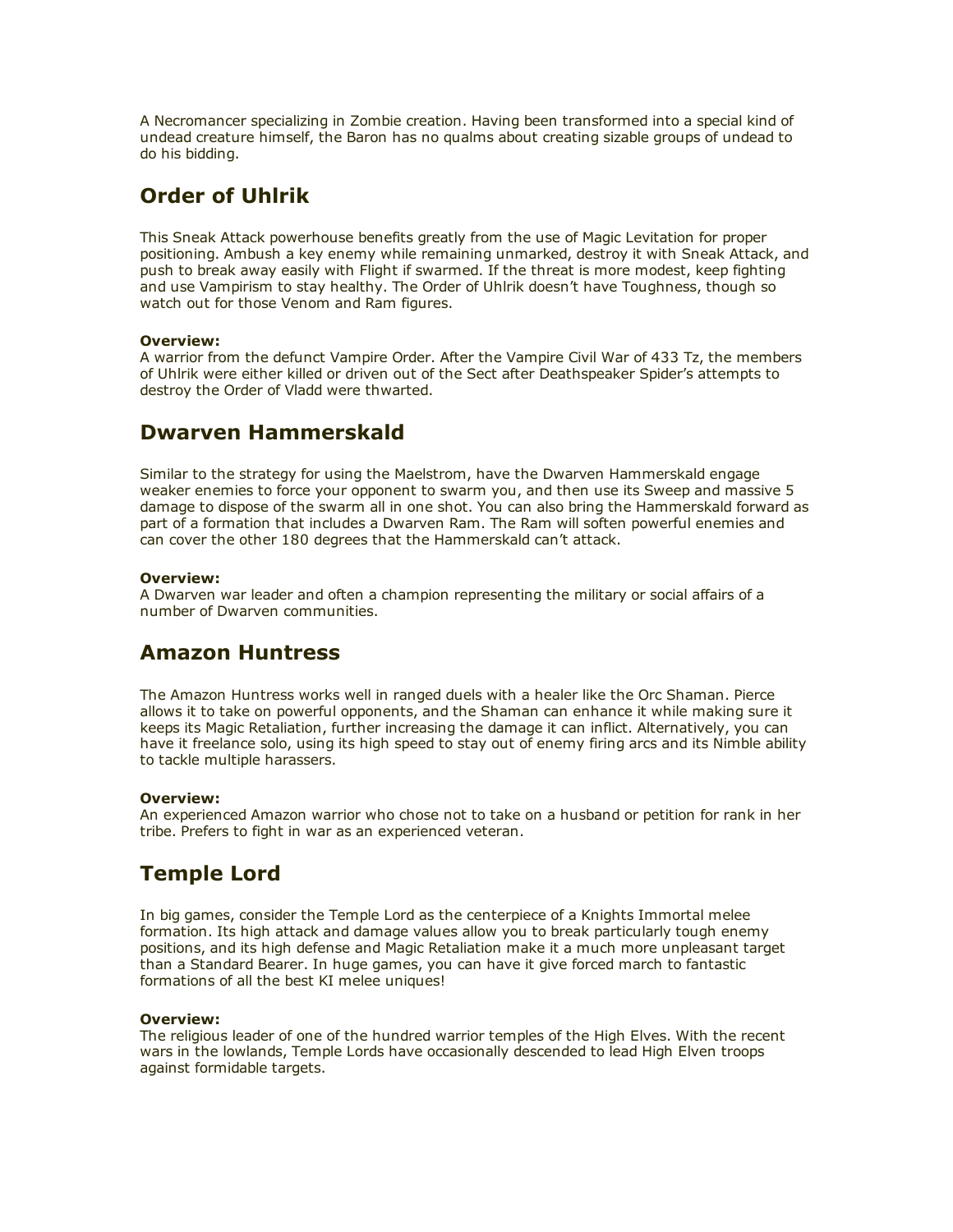A Necromancer specializing in Zombie creation. Having been transformed into a special kind of undead creature himself, the Baron has no qualms about creating sizable groups of undead to do his bidding.

## Order of Uhlrik

This Sneak Attack powerhouse benefits greatly from the use of Magic Levitation for proper positioning. Ambush a key enemy while remaining unmarked, destroy it with Sneak Attack, and push to break away easily with Flight if swarmed. If the threat is more modest, keep fighting and use Vampirism to stay healthy. The Order of Uhlrik doesn't have Toughness, though so watch out for those Venom and Ram figures.

**Overview:**
A warrior from the defunct Vampire Order. After the Vampire Civil War of 433 Tz, the members of Uhlrik were either killed or driven out of the Sect after Deathspeaker Spider's attempts to destroy the Order of Vladd were thwarted.

## Dwarven Hammerskald

Similar to the strategy for using the Maelstrom, have the Dwarven Hammerskald engage weaker enemies to force your opponent to swarm you, and then use its Sweep and massive 5 damage to dispose of the swarm all in one shot. You can also bring the Hammerskald forward as part of a formation that includes a Dwarven Ram. The Ram will soften powerful enemies and can cover the other 180 degrees that the Hammerskald can't attack.

**Overview:**
A Dwarven war leader and often a champion representing the military or social affairs of a number of Dwarven communities.

## Amazon Huntress

The Amazon Huntress works well in ranged duels with a healer like the Orc Shaman. Pierce allows it to take on powerful opponents, and the Shaman can enhance it while making sure it keeps its Magic Retaliation, further increasing the damage it can inflict. Alternatively, you can have it freelance solo, using its high speed to stay out of enemy firing arcs and its Nimble ability to tackle multiple harassers.

**Overview:**
An experienced Amazon warrior who chose not to take on a husband or petition for rank in her tribe. Prefers to fight in war as an experienced veteran.

## Temple Lord

In big games, consider the Temple Lord as the centerpiece of a Knights Immortal melee formation. Its high attack and damage values allow you to break particularly tough enemy positions, and its high defense and Magic Retaliation make it a much more unpleasant target than a Standard Bearer. In huge games, you can have it give forced march to fantastic formations of all the best KI melee uniques!

**Overview:**
The religious leader of one of the hundred warrior temples of the High Elves. With the recent wars in the lowlands, Temple Lords have occasionally descended to lead High Elven troops against formidable targets.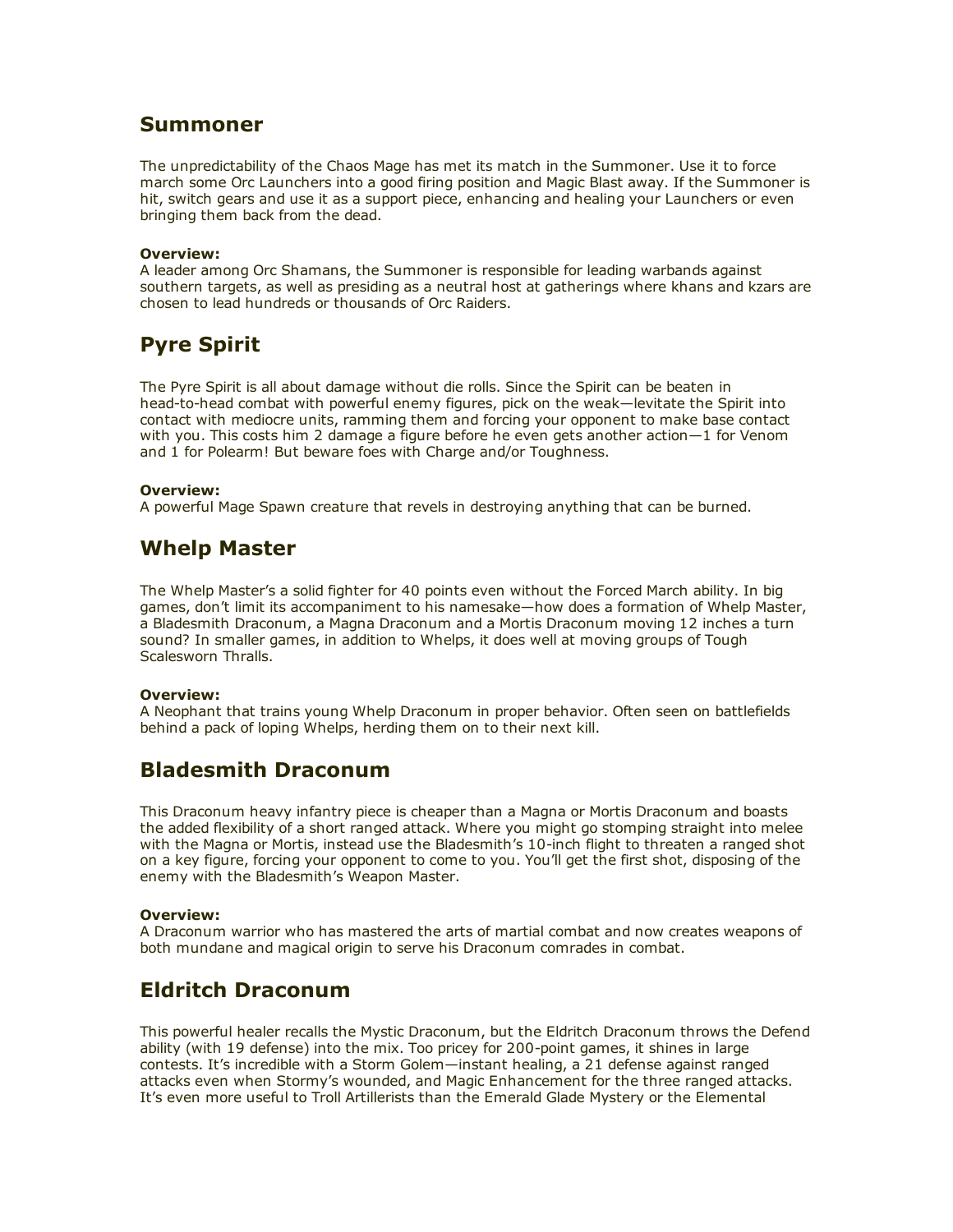## Summoner

The unpredictability of the Chaos Mage has met its match in the Summoner. Use it to force march some Orc Launchers into a good firing position and Magic Blast away. If the Summoner is hit, switch gears and use it as a support piece, enhancing and healing your Launchers or even bringing them back from the dead.

**Overview:**
A leader among Orc Shamans, the Summoner is responsible for leading warbands against southern targets, as well as presiding as a neutral host at gatherings where khans and kzars are chosen to lead hundreds or thousands of Orc Raiders.

## Pyre Spirit

The Pyre Spirit is all about damage without die rolls. Since the Spirit can be beaten in head-to-head combat with powerful enemy figures, pick on the weak—levitate the Spirit into contact with mediocre units, ramming them and forcing your opponent to make base contact with you. This costs him 2 damage a figure before he even gets another action—1 for Venom and 1 for Polearm! But beware foes with Charge and/or Toughness.

**Overview:**
A powerful Mage Spawn creature that revels in destroying anything that can be burned.

## Whelp Master

The Whelp Master's a solid fighter for 40 points even without the Forced March ability. In big games, don't limit its accompaniment to his namesake—how does a formation of Whelp Master, a Bladesmith Draconum, a Magna Draconum and a Mortis Draconum moving 12 inches a turn sound? In smaller games, in addition to Whelps, it does well at moving groups of Tough Scalesworn Thralls.

**Overview:**
A Neophant that trains young Whelp Draconum in proper behavior. Often seen on battlefields behind a pack of loping Whelps, herding them on to their next kill.

## Bladesmith Draconum

This Draconum heavy infantry piece is cheaper than a Magna or Mortis Draconum and boasts the added flexibility of a short ranged attack. Where you might go stomping straight into melee with the Magna or Mortis, instead use the Bladesmith's 10-inch flight to threaten a ranged shot on a key figure, forcing your opponent to come to you. You'll get the first shot, disposing of the enemy with the Bladesmith's Weapon Master.

**Overview:**
A Draconum warrior who has mastered the arts of martial combat and now creates weapons of both mundane and magical origin to serve his Draconum comrades in combat.

## Eldritch Draconum

This powerful healer recalls the Mystic Draconum, but the Eldritch Draconum throws the Defend ability (with 19 defense) into the mix. Too pricey for 200-point games, it shines in large contests. It's incredible with a Storm Golem—instant healing, a 21 defense against ranged attacks even when Stormy's wounded, and Magic Enhancement for the three ranged attacks. It's even more useful to Troll Artillerists than the Emerald Glade Mystery or the Elemental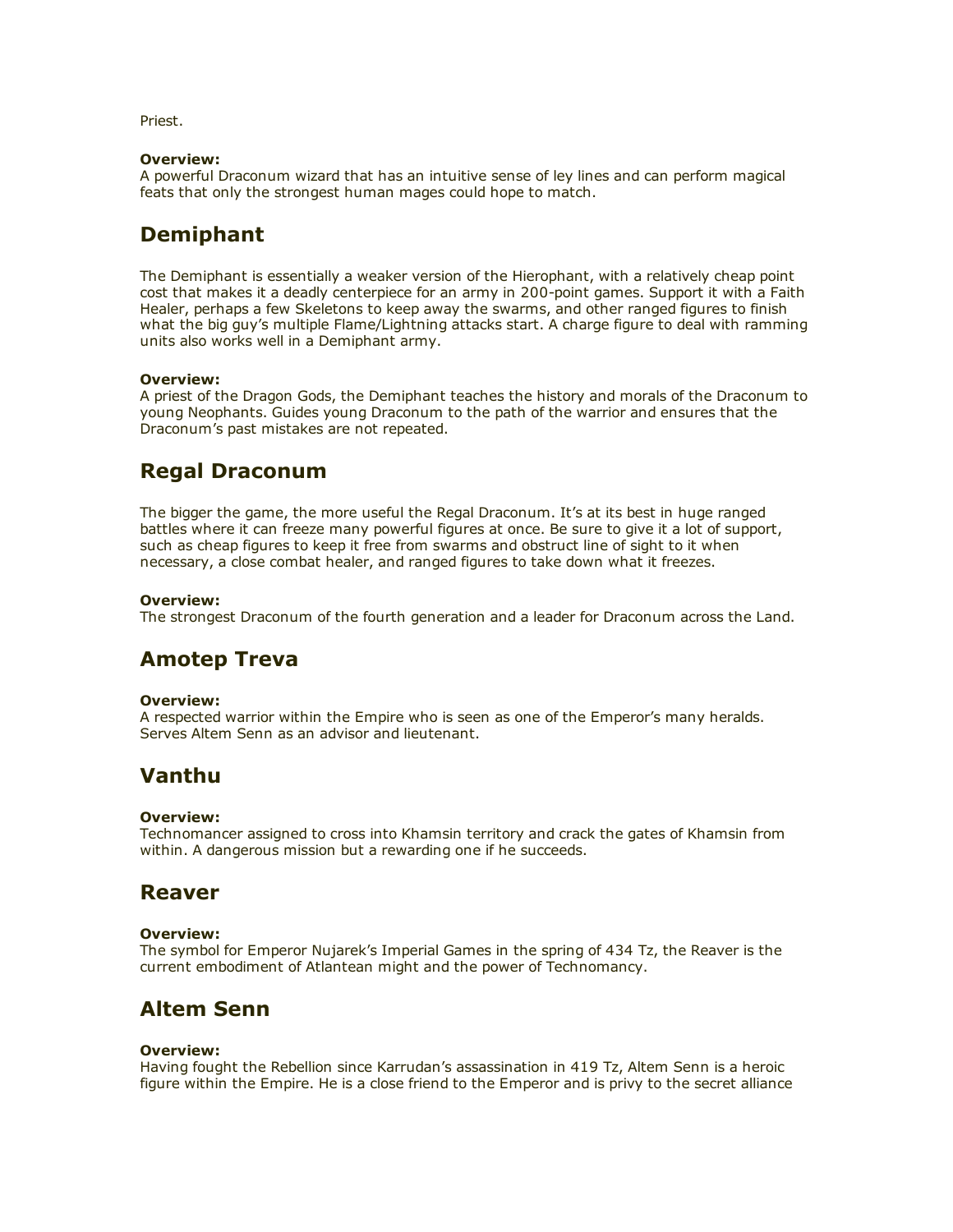Priest.

**Overview:**
A powerful Draconum wizard that has an intuitive sense of ley lines and can perform magical feats that only the strongest human mages could hope to match.

## Demiphant

The Demiphant is essentially a weaker version of the Hierophant, with a relatively cheap point cost that makes it a deadly centerpiece for an army in 200-point games. Support it with a Faith Healer, perhaps a few Skeletons to keep away the swarms, and other ranged figures to finish what the big guy's multiple Flame/Lightning attacks start. A charge figure to deal with ramming units also works well in a Demiphant army.

**Overview:**
A priest of the Dragon Gods, the Demiphant teaches the history and morals of the Draconum to young Neophants. Guides young Draconum to the path of the warrior and ensures that the Draconum's past mistakes are not repeated.

## Regal Draconum

The bigger the game, the more useful the Regal Draconum. It's at its best in huge ranged battles where it can freeze many powerful figures at once. Be sure to give it a lot of support, such as cheap figures to keep it free from swarms and obstruct line of sight to it when necessary, a close combat healer, and ranged figures to take down what it freezes.

**Overview:**
The strongest Draconum of the fourth generation and a leader for Draconum across the Land.

## Amotep Treva

**Overview:**
A respected warrior within the Empire who is seen as one of the Emperor's many heralds. Serves Altem Senn as an advisor and lieutenant.

## Vanthu

**Overview:**
Technomancer assigned to cross into Khamsin territory and crack the gates of Khamsin from within. A dangerous mission but a rewarding one if he succeeds.

## Reaver

**Overview:**
The symbol for Emperor Nujarek's Imperial Games in the spring of 434 Tz, the Reaver is the current embodiment of Atlantean might and the power of Technomancy.

## Altem Senn

**Overview:**
Having fought the Rebellion since Karrudan's assassination in 419 Tz, Altem Senn is a heroic figure within the Empire. He is a close friend to the Emperor and is privy to the secret alliance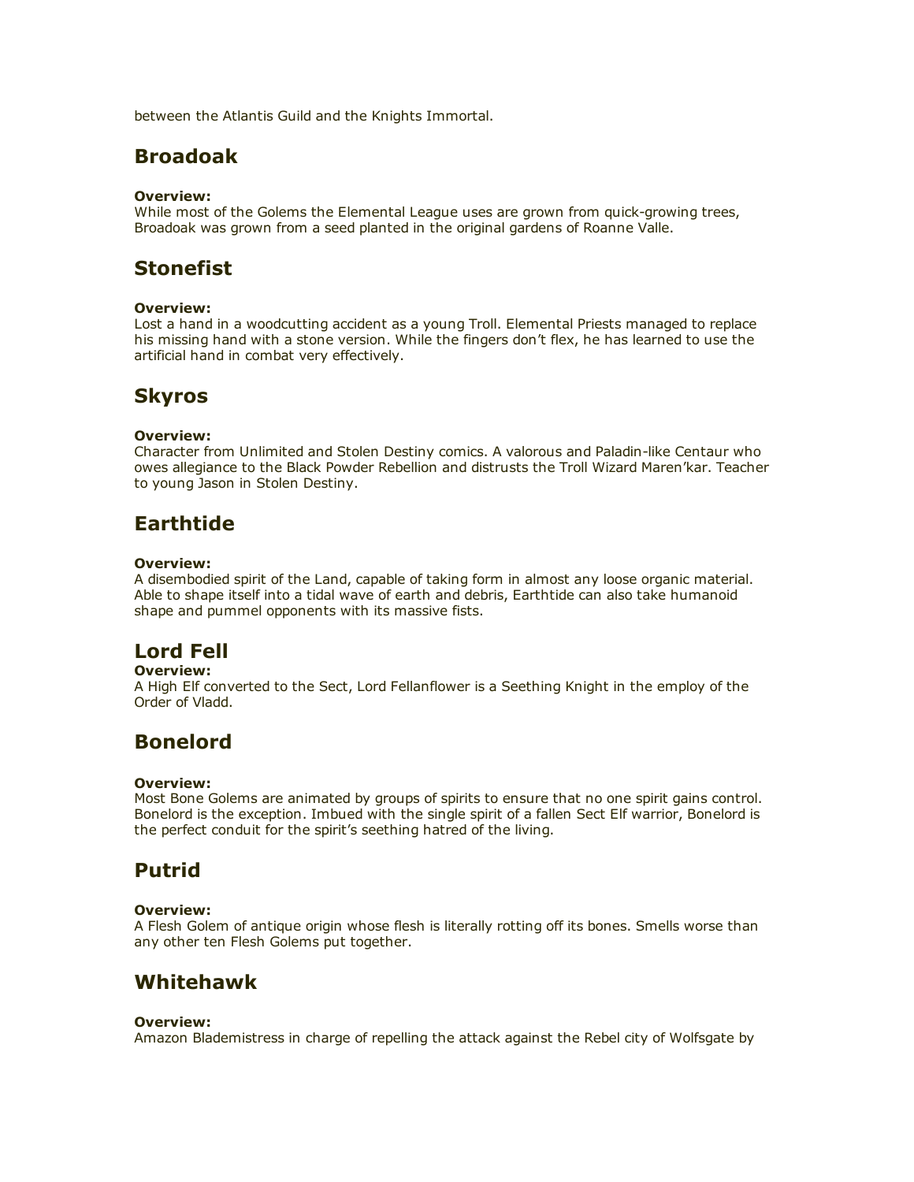between the Atlantis Guild and the Knights Immortal.

## Broadoak

**Overview:**
While most of the Golems the Elemental League uses are grown from quick-growing trees, Broadoak was grown from a seed planted in the original gardens of Roanne Valle.

## Stonefist

**Overview:**
Lost a hand in a woodcutting accident as a young Troll. Elemental Priests managed to replace his missing hand with a stone version. While the fingers don't flex, he has learned to use the artificial hand in combat very effectively.

## Skyros

**Overview:**
Character from Unlimited and Stolen Destiny comics. A valorous and Paladin-like Centaur who owes allegiance to the Black Powder Rebellion and distrusts the Troll Wizard Maren'kar. Teacher to young Jason in Stolen Destiny.

## Earthtide

**Overview:**
A disembodied spirit of the Land, capable of taking form in almost any loose organic material. Able to shape itself into a tidal wave of earth and debris, Earthtide can also take humanoid shape and pummel opponents with its massive fists.

## Lord Fell

**Overview:**
A High Elf converted to the Sect, Lord Fellanflower is a Seething Knight in the employ of the Order of Vladd.

## Bonelord

**Overview:**
Most Bone Golems are animated by groups of spirits to ensure that no one spirit gains control. Bonelord is the exception. Imbued with the single spirit of a fallen Sect Elf warrior, Bonelord is the perfect conduit for the spirit's seething hatred of the living.

## Putrid

**Overview:**
A Flesh Golem of antique origin whose flesh is literally rotting off its bones. Smells worse than any other ten Flesh Golems put together.

## Whitehawk

**Overview:**
Amazon Blademistress in charge of repelling the attack against the Rebel city of Wolfsgate by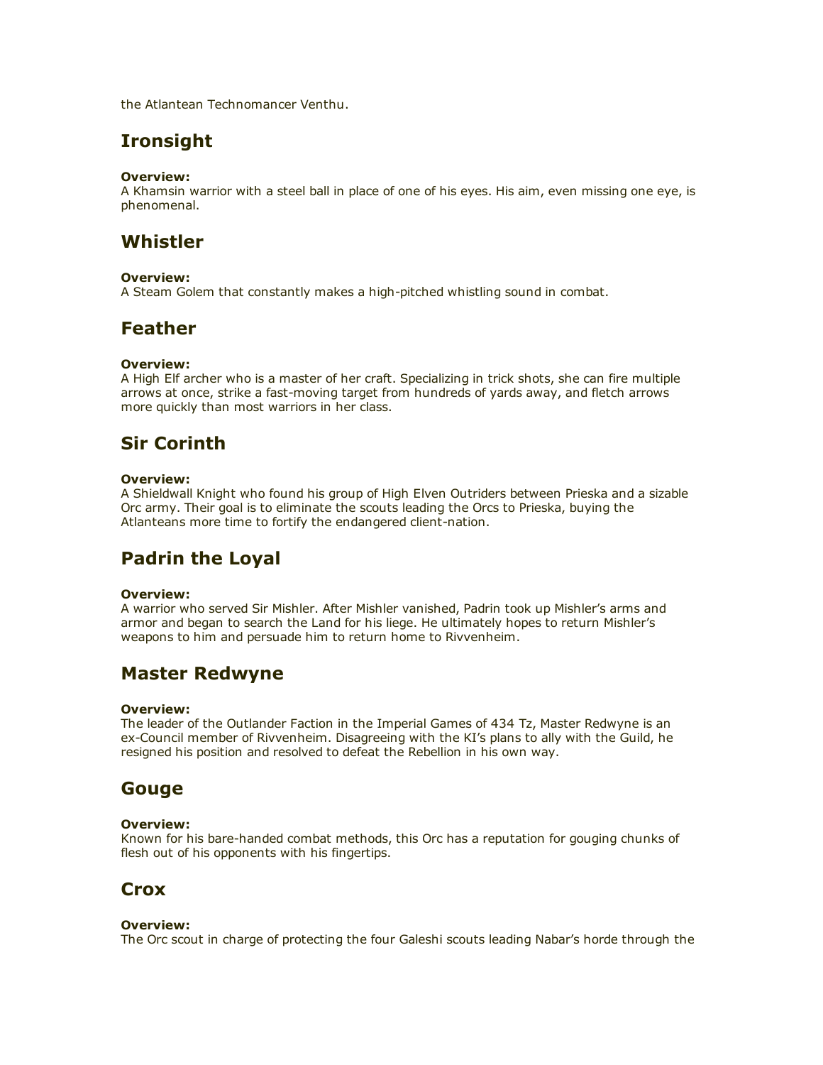the Atlantean Technomancer Venthu.

## Ironsight

**Overview:**
A Khamsin warrior with a steel ball in place of one of his eyes. His aim, even missing one eye, is phenomenal.

## Whistler

**Overview:**
A Steam Golem that constantly makes a high-pitched whistling sound in combat.

## Feather

**Overview:**
A High Elf archer who is a master of her craft. Specializing in trick shots, she can fire multiple arrows at once, strike a fast-moving target from hundreds of yards away, and fletch arrows more quickly than most warriors in her class.

## Sir Corinth

**Overview:**
A Shieldwall Knight who found his group of High Elven Outriders between Prieska and a sizable Orc army. Their goal is to eliminate the scouts leading the Orcs to Prieska, buying the Atlanteans more time to fortify the endangered client-nation.

## Padrin the Loyal

**Overview:**
A warrior who served Sir Mishler. After Mishler vanished, Padrin took up Mishler's arms and armor and began to search the Land for his liege. He ultimately hopes to return Mishler's weapons to him and persuade him to return home to Rivvenheim.

## Master Redwyne

**Overview:**
The leader of the Outlander Faction in the Imperial Games of 434 Tz, Master Redwyne is an ex-Council member of Rivvenheim. Disagreeing with the KI's plans to ally with the Guild, he resigned his position and resolved to defeat the Rebellion in his own way.

## Gouge

**Overview:**
Known for his bare-handed combat methods, this Orc has a reputation for gouging chunks of flesh out of his opponents with his fingertips.

## Crox

**Overview:**
The Orc scout in charge of protecting the four Galeshi scouts leading Nabar's horde through the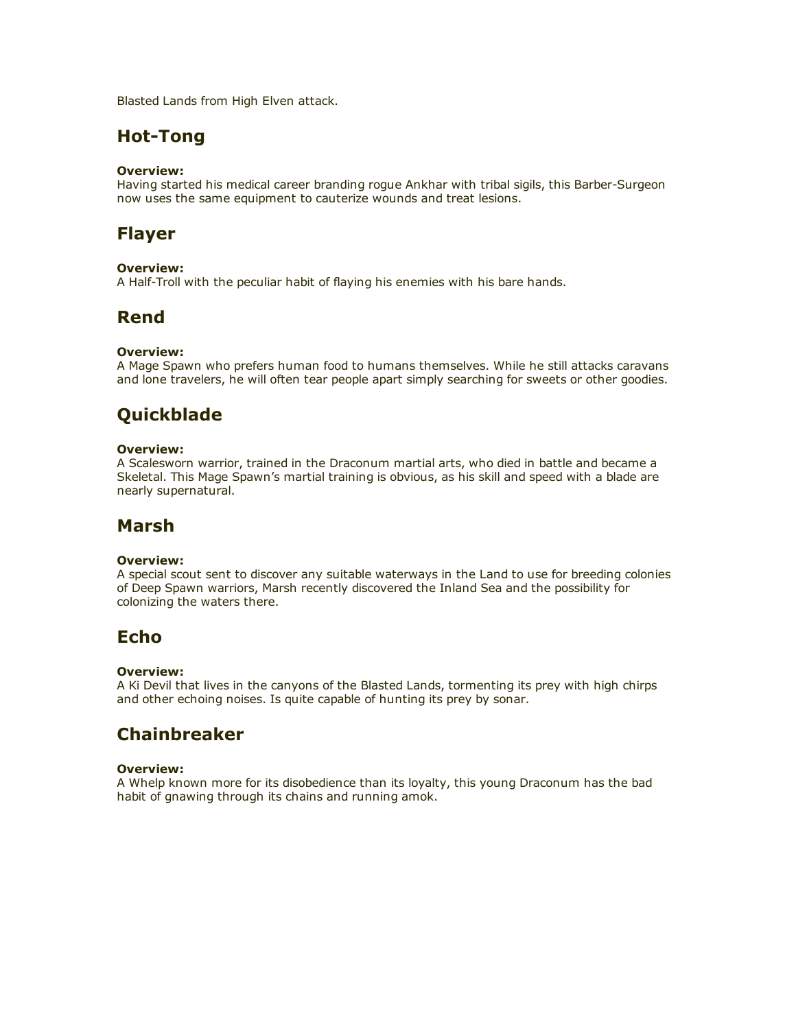Blasted Lands from High Elven attack.

## Hot-Tong

**Overview:**
Having started his medical career branding rogue Ankhar with tribal sigils, this Barber-Surgeon now uses the same equipment to cauterize wounds and treat lesions.

## Flayer

**Overview:**
A Half-Troll with the peculiar habit of flaying his enemies with his bare hands.

## Rend

**Overview:**
A Mage Spawn who prefers human food to humans themselves. While he still attacks caravans and lone travelers, he will often tear people apart simply searching for sweets or other goodies.

## Quickblade

**Overview:**
A Scalesworn warrior, trained in the Draconum martial arts, who died in battle and became a Skeletal. This Mage Spawn's martial training is obvious, as his skill and speed with a blade are nearly supernatural.

## Marsh

**Overview:**
A special scout sent to discover any suitable waterways in the Land to use for breeding colonies of Deep Spawn warriors, Marsh recently discovered the Inland Sea and the possibility for colonizing the waters there.

## Echo

**Overview:**
A Ki Devil that lives in the canyons of the Blasted Lands, tormenting its prey with high chirps and other echoing noises. Is quite capable of hunting its prey by sonar.

## Chainbreaker

**Overview:**
A Whelp known more for its disobedience than its loyalty, this young Draconum has the bad habit of gnawing through its chains and running amok.